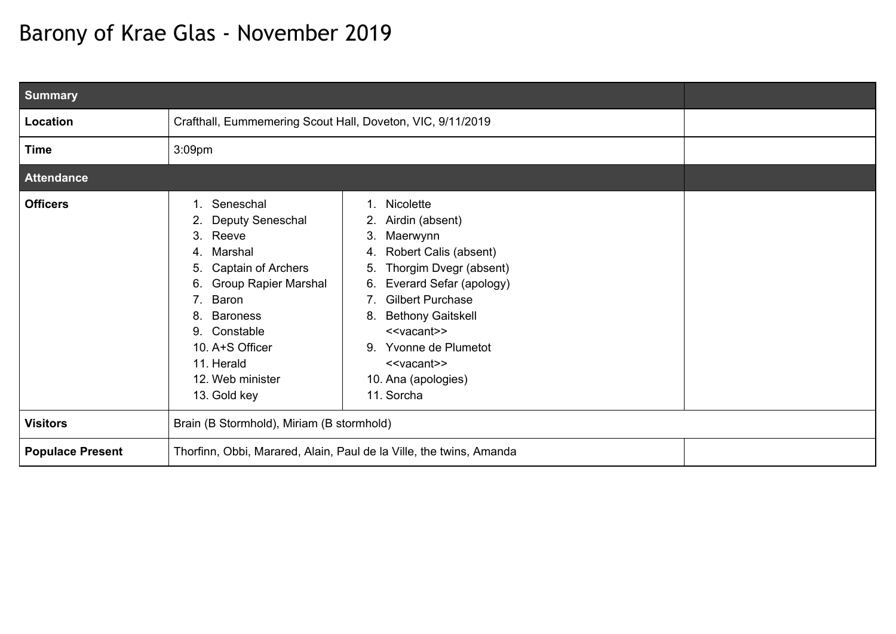# Barony of Krae Glas - November 2019

| Summary | | | |
|---|---|---|---|
| **Location** | Crafthall, Eummemering Scout Hall, Doveton, VIC, 9/11/2019 | | |
| **Time** | 3:09pm | | |
| **Attendance** | | | |
| **Officers** | 1. Seneschal<br>2. Deputy Seneschal<br>3. Reeve<br>4. Marshal<br>5. Captain of Archers<br>6. Group Rapier Marshal<br>7. Baron<br>8. Baroness<br>9. Constable<br>10. A+S Officer<br>11. Herald<br>12. Web minister<br>13. Gold key | 1. Nicolette<br>2. Airdin (absent)<br>3. Maerwynn<br>4. Robert Calis (absent)<br>5. Thorgim Dvegr (absent)<br>6. Everard Sefar (apology)<br>7. Gilbert Purchase<br>8. Bethony Gaitskell<br><<vacant>><br>9. Yvonne de Plumetot<br><<vacant>><br>10. Ana (apologies)<br>11. Sorcha | |
| **Visitors** | Brain (B Stormhold), Miriam (B stormhold) | | |
| **Populace Present** | Thorfinn, Obbi, Marared, Alain, Paul de la Ville, the twins, Amanda | | |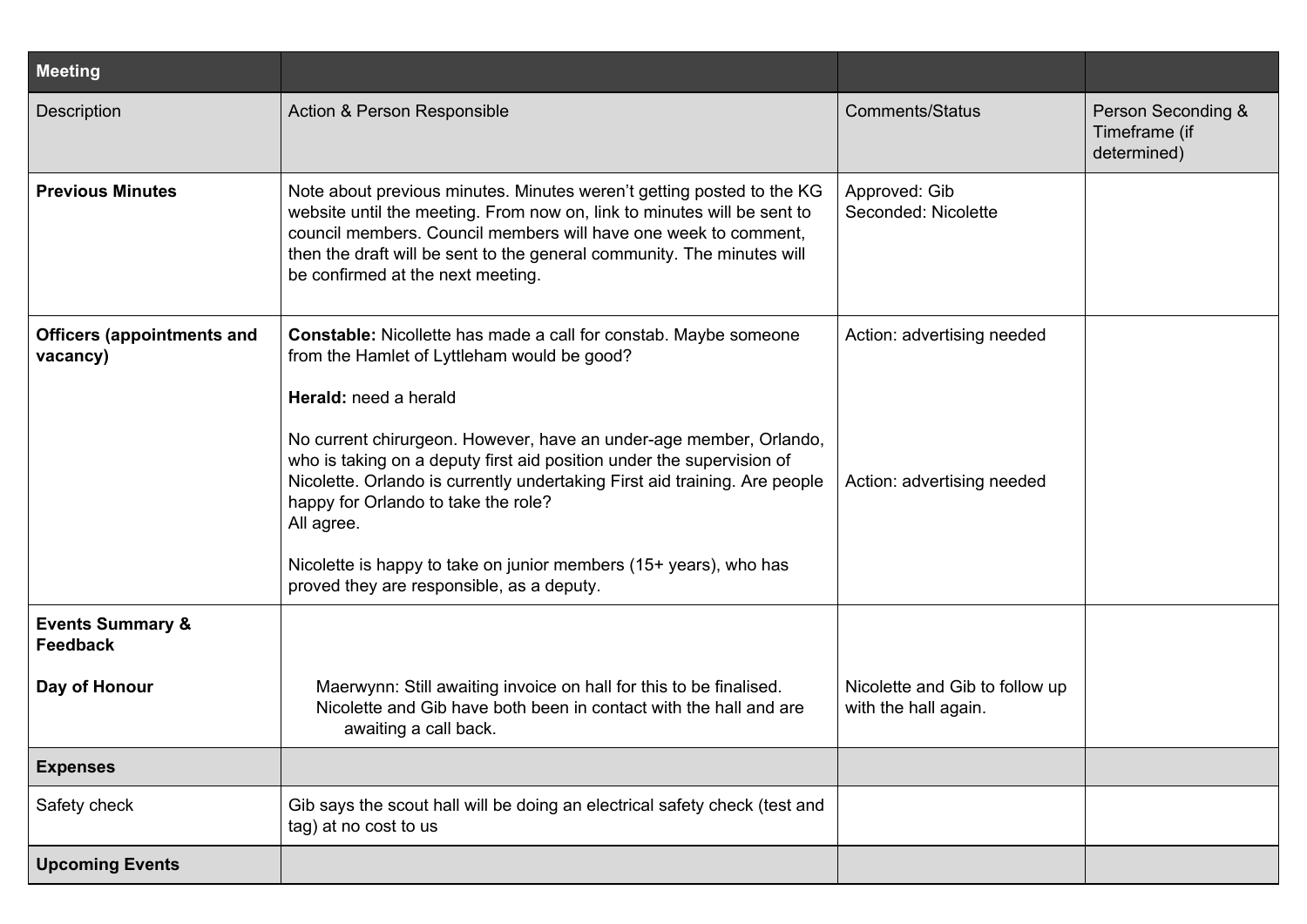| Meeting | | | |
|---|---|---|---|
| Description | Action & Person Responsible | Comments/Status | Person Seconding & Timeframe (if determined) |
| **Previous Minutes** | Note about previous minutes. Minutes weren't getting posted to the KG website until the meeting. From now on, link to minutes will be sent to council members. Council members will have one week to comment, then the draft will be sent to the general community. The minutes will be confirmed at the next meeting. | Approved: Gib<br>Seconded: Nicolette | |
| **Officers (appointments and vacancy)** | **Constable:** Nicollette has made a call for constab. Maybe someone from the Hamlet of Lyttleham would be good?<br><br>**Herald:** need a herald<br><br>No current chirurgeon. However, have an under-age member, Orlando, who is taking on a deputy first aid position under the supervision of Nicolette. Orlando is currently undertaking First aid training. Are people happy for Orlando to take the role?<br>All agree.<br><br>Nicolette is happy to take on junior members (15+ years), who has proved they are responsible, as a deputy. | Action: advertising needed<br><br>Action: advertising needed | |
| **Events Summary & Feedback**<br><br>**Day of Honour** | Maerwynn: Still awaiting invoice on hall for this to be finalised. Nicolette and Gib have both been in contact with the hall and are awaiting a call back. | Nicolette and Gib to follow up with the hall again. | |
| **Expenses** | | | |
| Safety check | Gib says the scout hall will be doing an electrical safety check (test and tag) at no cost to us | | |
| **Upcoming Events** | | | |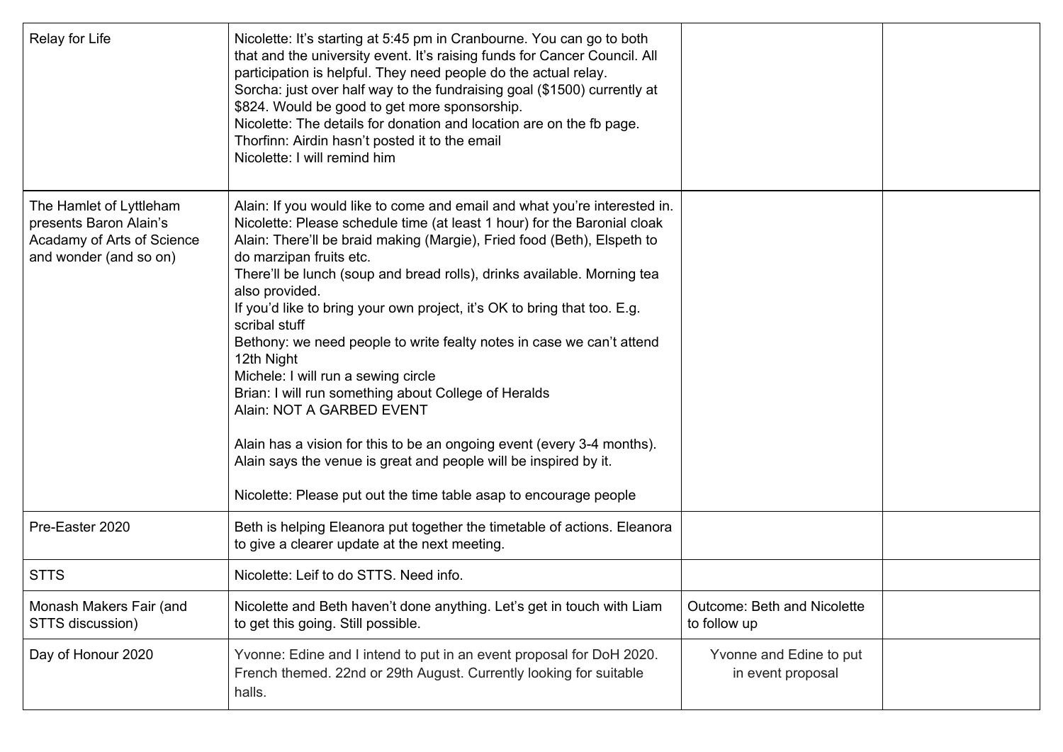| | | | |
|---|---|---|---|
| Relay for Life | Nicolette: It's starting at 5:45 pm in Cranbourne. You can go to both that and the university event. It's raising funds for Cancer Council. All participation is helpful. They need people do the actual relay.<br>Sorcha: just over half way to the fundraising goal ($1500) currently at $824. Would be good to get more sponsorship.<br>Nicolette: The details for donation and location are on the fb page.<br>Thorfinn: Airdin hasn't posted it to the email<br>Nicolette: I will remind him | | |
| The Hamlet of Lyttleham presents Baron Alain's Acadamy of Arts of Science and wonder (and so on) | Alain: If you would like to come and email and what you're interested in.<br>Nicolette: Please schedule time (at least 1 hour) for the Baronial cloak<br>Alain: There'll be braid making (Margie), Fried food (Beth), Elspeth to do marzipan fruits etc.<br>There'll be lunch (soup and bread rolls), drinks available. Morning tea also provided.<br>If you'd like to bring your own project, it's OK to bring that too. E.g. scribal stuff<br>Bethony: we need people to write fealty notes in case we can't attend 12th Night<br>Michele: I will run a sewing circle<br>Brian: I will run something about College of Heralds<br>Alain: NOT A GARBED EVENT<br><br>Alain has a vision for this to be an ongoing event (every 3-4 months). Alain says the venue is great and people will be inspired by it.<br><br>Nicolette: Please put out the time table asap to encourage people | | |
| Pre-Easter 2020 | Beth is helping Eleanora put together the timetable of actions. Eleanora to give a clearer update at the next meeting. | | |
| STTS | Nicolette: Leif to do STTS. Need info. | | |
| Monash Makers Fair (and STTS discussion) | Nicolette and Beth haven't done anything. Let's get in touch with Liam to get this going. Still possible. | Outcome: Beth and Nicolette to follow up | |
| Day of Honour 2020 | Yvonne: Edine and I intend to put in an event proposal for DoH 2020. French themed. 22nd or 29th August. Currently looking for suitable halls. | Yvonne and Edine to put in event proposal | |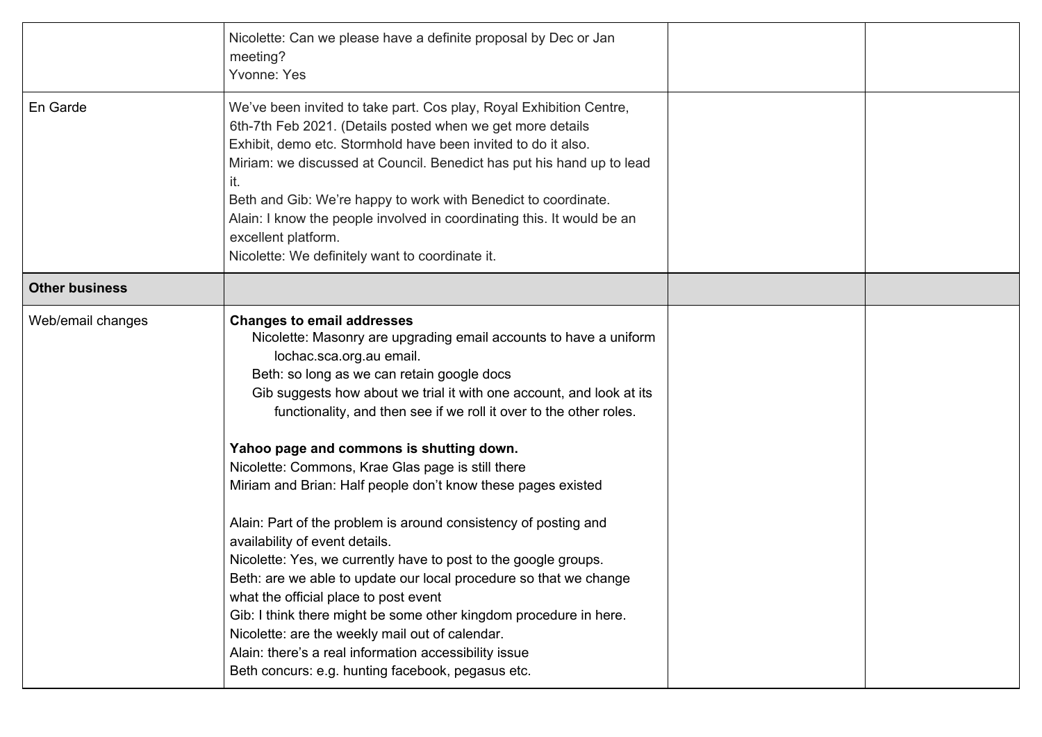| | | | |
|---|---|---|---|
| | Nicolette: Can we please have a definite proposal by Dec or Jan meeting?<br>Yvonne: Yes | | |
| En Garde | We've been invited to take part. Cos play, Royal Exhibition Centre, 6th-7th Feb 2021. (Details posted when we get more details<br>Exhibit, demo etc. Stormhold have been invited to do it also.<br>Miriam: we discussed at Council. Benedict has put his hand up to lead it.<br>Beth and Gib: We're happy to work with Benedict to coordinate.<br>Alain: I know the people involved in coordinating this. It would be an excellent platform.<br>Nicolette: We definitely want to coordinate it. | | |
| **Other business** | | | |
| Web/email changes | **Changes to email addresses**<br>Nicolette: Masonry are upgrading email accounts to have a uniform lochac.sca.org.au email.<br>Beth: so long as we can retain google docs<br>Gib suggests how about we trial it with one account, and look at its functionality, and then see if we roll it over to the other roles.<br><br>**Yahoo page and commons is shutting down.**<br>Nicolette: Commons, Krae Glas page is still there<br>Miriam and Brian: Half people don't know these pages existed<br><br>Alain: Part of the problem is around consistency of posting and availability of event details.<br>Nicolette: Yes, we currently have to post to the google groups.<br>Beth: are we able to update our local procedure so that we change what the official place to post event<br>Gib: I think there might be some other kingdom procedure in here.<br>Nicolette: are the weekly mail out of calendar.<br>Alain: there's a real information accessibility issue<br>Beth concurs: e.g. hunting facebook, pegasus etc. | | |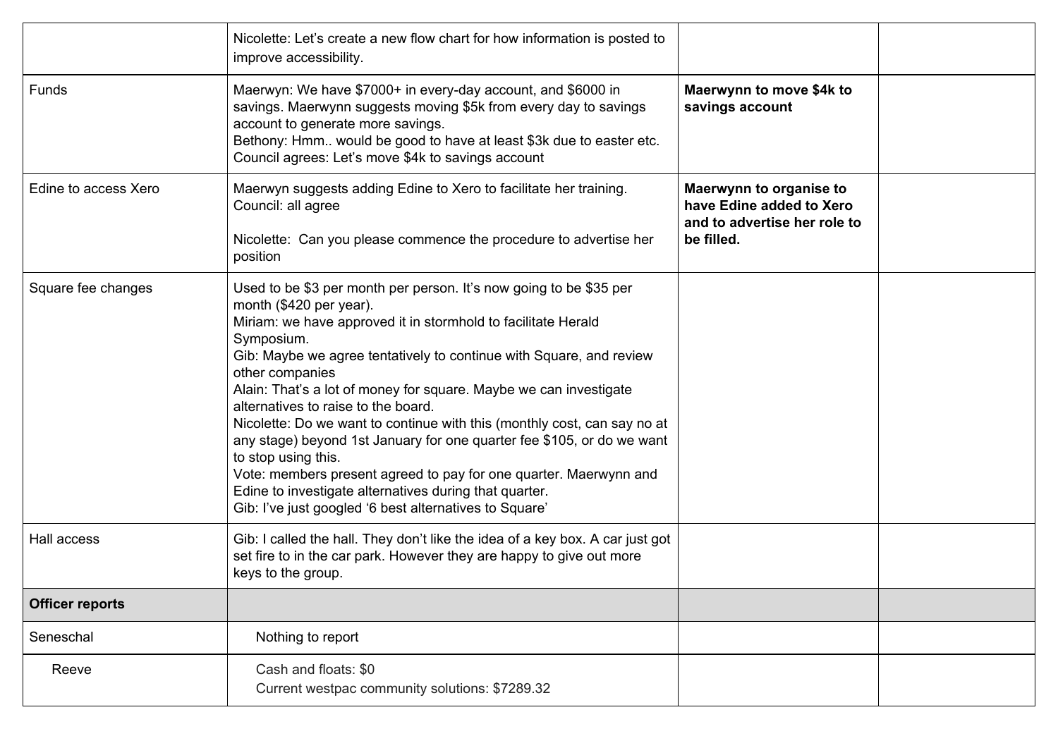| | | | |
|---|---|---|---|
| | Nicolette: Let's create a new flow chart for how information is posted to improve accessibility. | | |
| Funds | Maerwyn: We have $7000+ in every-day account, and $6000 in savings. Maerwynn suggests moving $5k from every day to savings account to generate more savings.<br>Bethony: Hmm.. would be good to have at least $3k due to easter etc.<br>Council agrees: Let's move $4k to savings account | **Maerwynn to move $4k to savings account** | |
| Edine to access Xero | Maerwyn suggests adding Edine to Xero to facilitate her training.<br>Council: all agree<br><br>Nicolette: Can you please commence the procedure to advertise her position | **Maerwynn to organise to have Edine added to Xero and to advertise her role to be filled.** | |
| Square fee changes | Used to be $3 per month per person. It's now going to be $35 per month ($420 per year).<br>Miriam: we have approved it in stormhold to facilitate Herald Symposium.<br>Gib: Maybe we agree tentatively to continue with Square, and review other companies<br>Alain: That's a lot of money for square. Maybe we can investigate alternatives to raise to the board.<br>Nicolette: Do we want to continue with this (monthly cost, can say no at any stage) beyond 1st January for one quarter fee $105, or do we want to stop using this.<br>Vote: members present agreed to pay for one quarter. Maerwynn and Edine to investigate alternatives during that quarter.<br>Gib: I've just googled '6 best alternatives to Square' | | |
| Hall access | Gib: I called the hall. They don't like the idea of a key box. A car just got set fire to in the car park. However they are happy to give out more keys to the group. | | |
| **Officer reports** | | | |
| Seneschal | Nothing to report | | |
| Reeve | Cash and floats: $0<br>Current westpac community solutions: $7289.32 | | |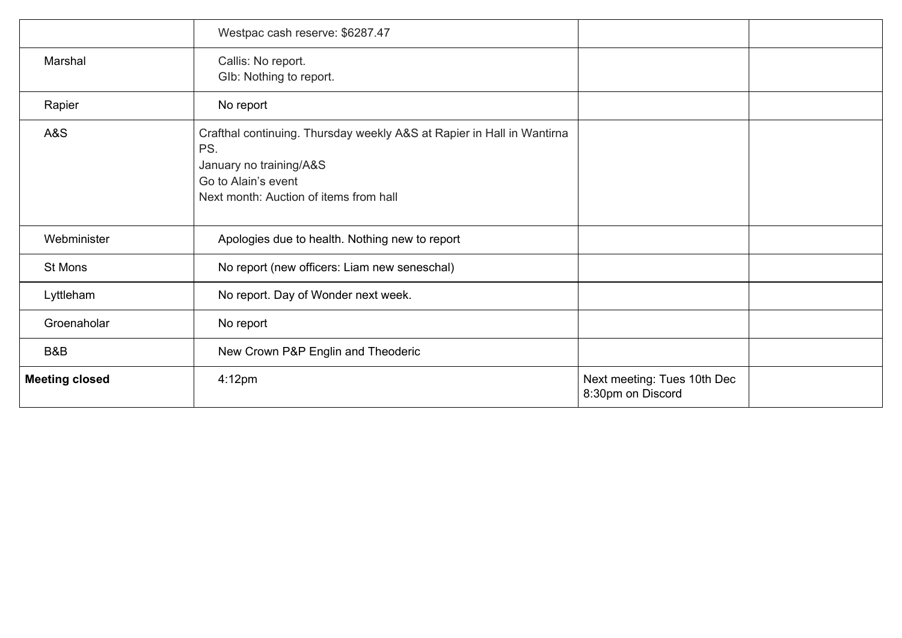| | | | |
|---|---|---|---|
| | Westpac cash reserve: $6287.47 | | |
| Marshal | Callis: No report.<br>Glb: Nothing to report. | | |
| Rapier | No report | | |
| A&S | Crafthal continuing. Thursday weekly A&S at Rapier in Hall in Wantirna PS.<br>January no training/A&S<br>Go to Alain's event<br>Next month: Auction of items from hall | | |
| Webminister | Apologies due to health. Nothing new to report | | |
| St Mons | No report (new officers: Liam new seneschal) | | |
| Lyttleham | No report. Day of Wonder next week. | | |
| Groenaholar | No report | | |
| B&B | New Crown P&P Englin and Theoderic | | |
| **Meeting closed** | 4:12pm | Next meeting: Tues 10th Dec 8:30pm on Discord | |